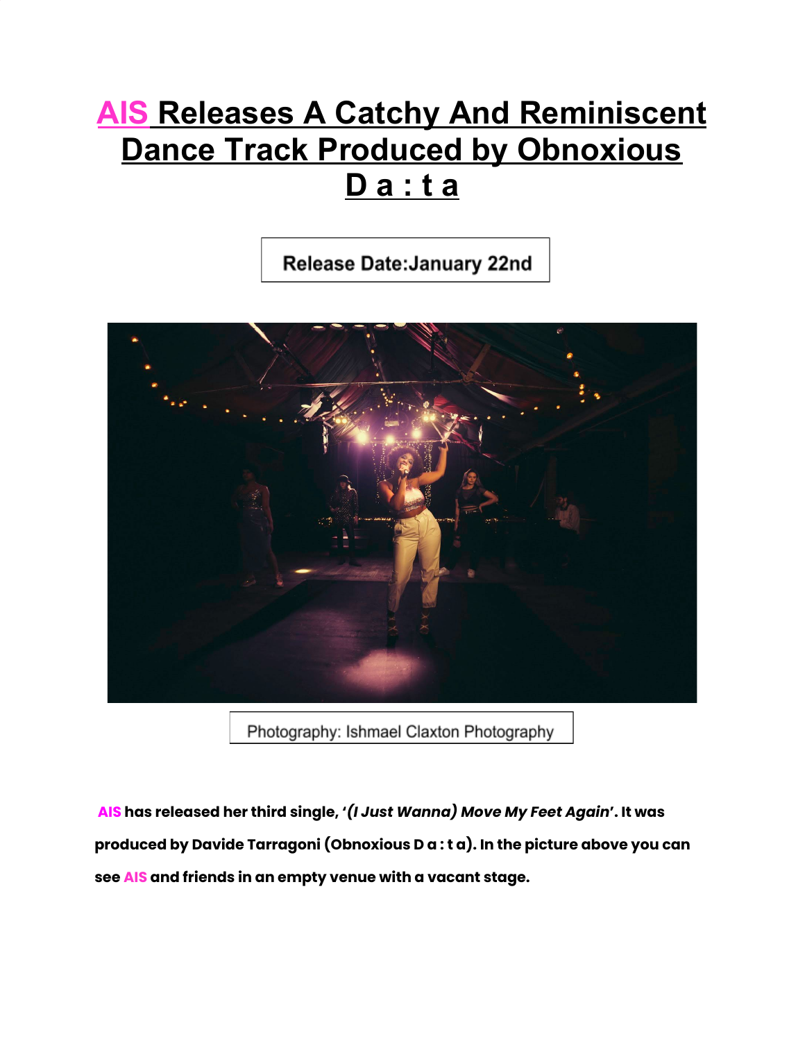# AIS Releases A Catchy And Reminiscent Dance Track Produced by Obnoxious D a : t a

Release Date:January 22nd

Photography: Ishmael Claxton Photography

**AIS has released her third single, '*(I Just Wanna) Move My Feet Again*'. It was produced by Davide Tarragoni (Obnoxious D a : t a). In the picture above you can see AIS and friends in an empty venue with a vacant stage.**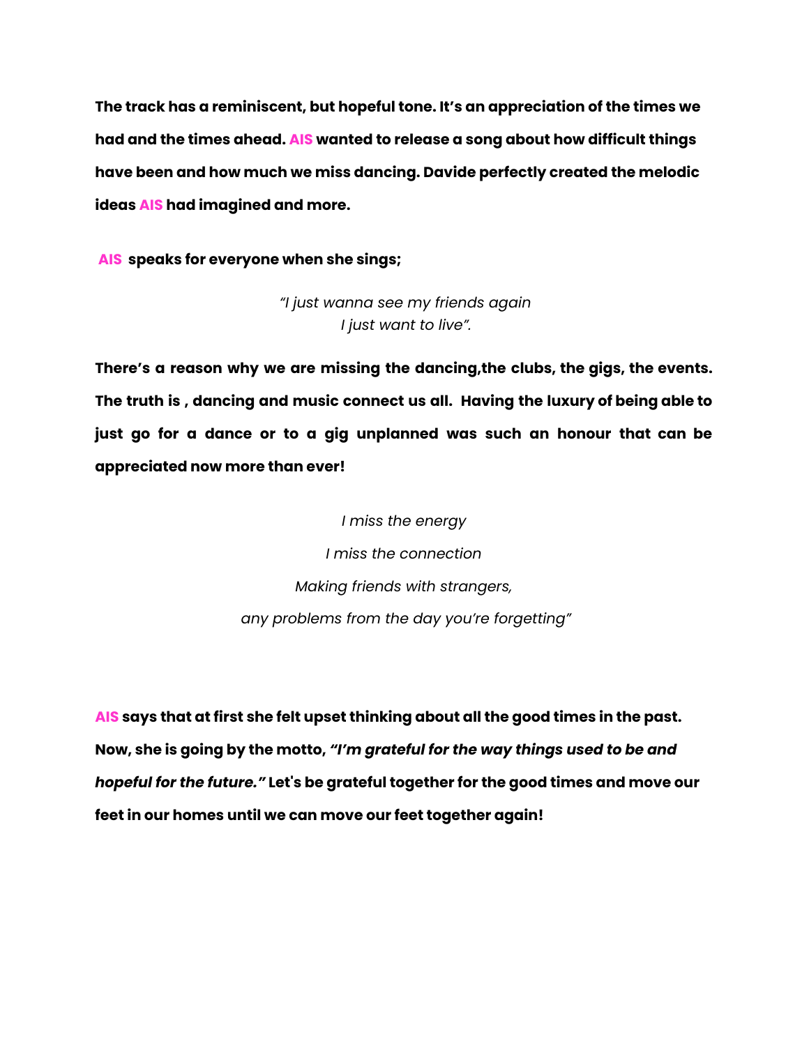**The track has a reminiscent, but hopeful tone. It's an appreciation of the times we had and the times ahead. AIS wanted to release a song about how difficult things have been and how much we miss dancing. Davide perfectly created the melodic ideas AIS had imagined and more.**

**AIS speaks for everyone when she sings;**

*"I just wanna see my friends again*
*I just want to live".*

**There's a reason why we are missing the dancing,the clubs, the gigs, the events. The truth is , dancing and music connect us all. Having the luxury of being able to just go for a dance or to a gig unplanned was such an honour that can be appreciated now more than ever!**

*I miss the energy*

*I miss the connection*

*Making friends with strangers,*

*any problems from the day you're forgetting"*

**AIS says that at first she felt upset thinking about all the good times in the past. Now, she is going by the motto, *"I'm grateful for the way things used to be and hopeful for the future."* Let's be grateful together for the good times and move our feet in our homes until we can move our feet together again!**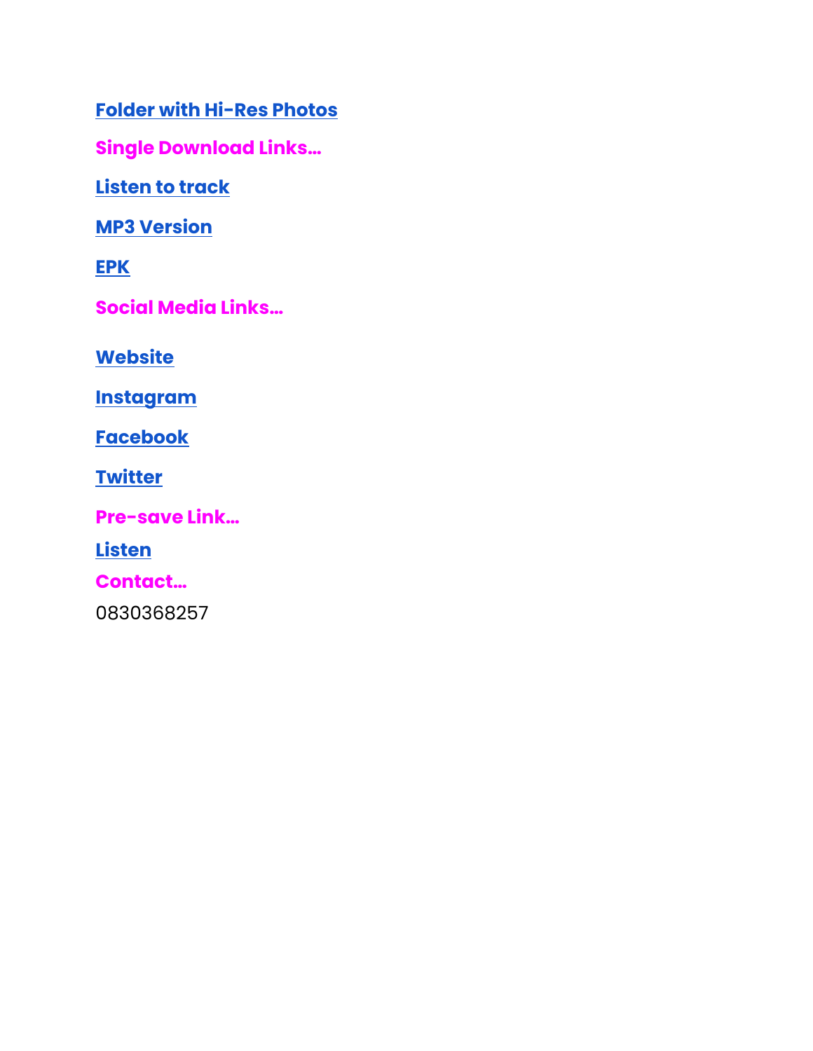**Folder with Hi-Res Photos**

**Single Download Links…**

**Listen to track**

**MP3 Version**

**EPK**

**Social Media Links…**

**Website**

**Instagram**

**Facebook**

**Twitter**

**Pre-save Link…**

**Listen**

**Contact…**

0830368257